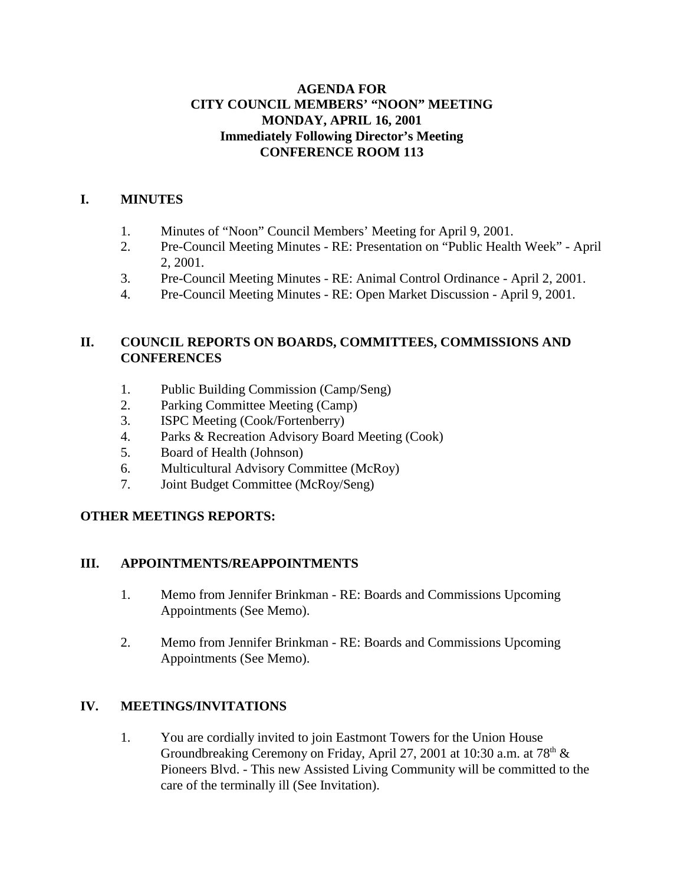# AGENDA FOR
# CITY COUNCIL MEMBERS' "NOON" MEETING
# MONDAY, APRIL 16, 2001
# Immediately Following Director's Meeting
# CONFERENCE ROOM 113

## I. MINUTES

1. Minutes of "Noon" Council Members' Meeting for April 9, 2001.
2. Pre-Council Meeting Minutes - RE: Presentation on "Public Health Week" - April 2, 2001.
3. Pre-Council Meeting Minutes - RE: Animal Control Ordinance - April 2, 2001.
4. Pre-Council Meeting Minutes - RE: Open Market Discussion - April 9, 2001.

## II. COUNCIL REPORTS ON BOARDS, COMMITTEES, COMMISSIONS AND CONFERENCES

1. Public Building Commission (Camp/Seng)
2. Parking Committee Meeting (Camp)
3. ISPC Meeting (Cook/Fortenberry)
4. Parks & Recreation Advisory Board Meeting (Cook)
5. Board of Health (Johnson)
6. Multicultural Advisory Committee (McRoy)
7. Joint Budget Committee (McRoy/Seng)

## OTHER MEETINGS REPORTS:

## III. APPOINTMENTS/REAPPOINTMENTS

1. Memo from Jennifer Brinkman - RE: Boards and Commissions Upcoming Appointments (See Memo).

2. Memo from Jennifer Brinkman - RE: Boards and Commissions Upcoming Appointments (See Memo).

## IV. MEETINGS/INVITATIONS

1. You are cordially invited to join Eastmont Towers for the Union House Groundbreaking Ceremony on Friday, April 27, 2001 at 10:30 a.m. at 78th & Pioneers Blvd. - This new Assisted Living Community will be committed to the care of the terminally ill (See Invitation).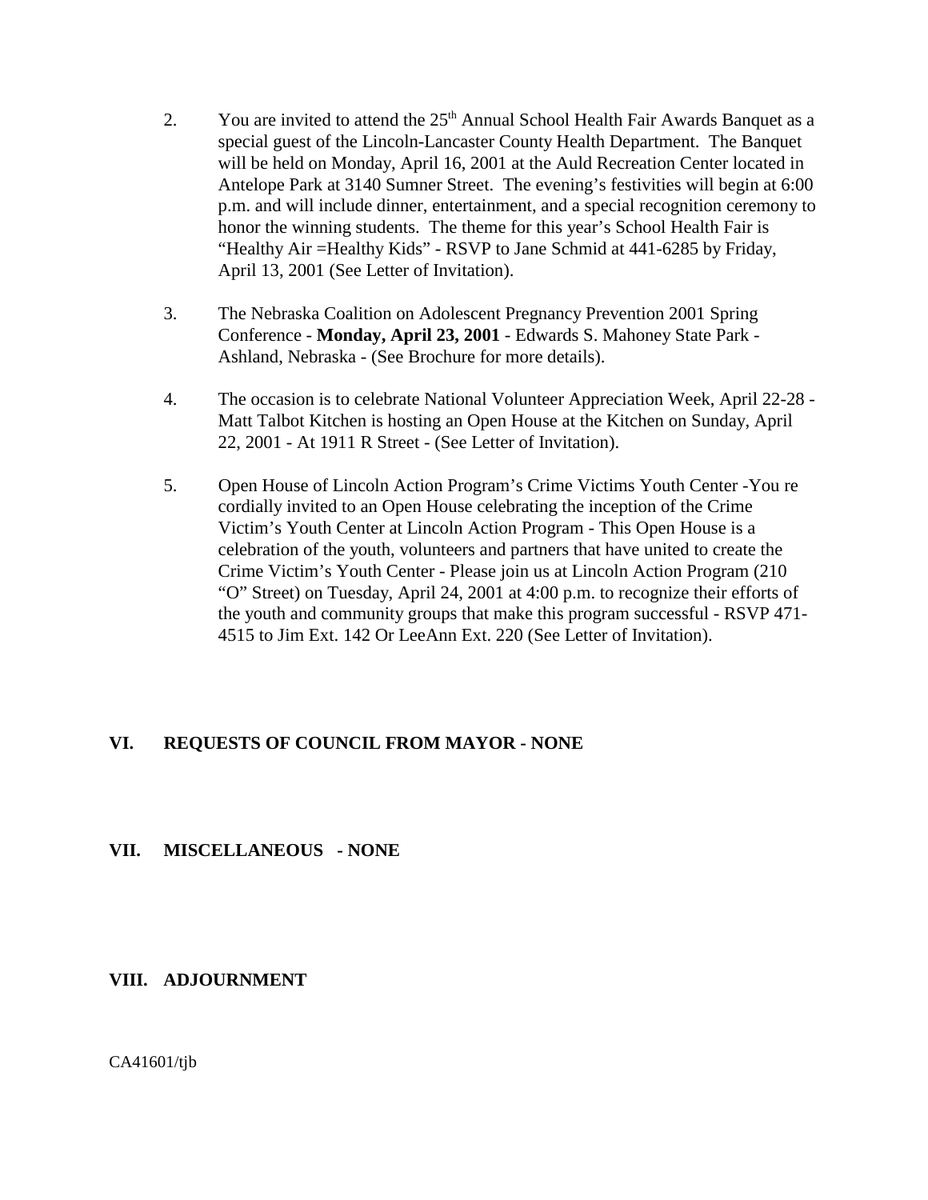2. You are invited to attend the 25th Annual School Health Fair Awards Banquet as a special guest of the Lincoln-Lancaster County Health Department. The Banquet will be held on Monday, April 16, 2001 at the Auld Recreation Center located in Antelope Park at 3140 Sumner Street. The evening's festivities will begin at 6:00 p.m. and will include dinner, entertainment, and a special recognition ceremony to honor the winning students. The theme for this year's School Health Fair is "Healthy Air =Healthy Kids" - RSVP to Jane Schmid at 441-6285 by Friday, April 13, 2001 (See Letter of Invitation).

3. The Nebraska Coalition on Adolescent Pregnancy Prevention 2001 Spring Conference - **Monday, April 23, 2001** - Edwards S. Mahoney State Park - Ashland, Nebraska - (See Brochure for more details).

4. The occasion is to celebrate National Volunteer Appreciation Week, April 22-28 - Matt Talbot Kitchen is hosting an Open House at the Kitchen on Sunday, April 22, 2001 - At 1911 R Street - (See Letter of Invitation).

5. Open House of Lincoln Action Program's Crime Victims Youth Center -You re cordially invited to an Open House celebrating the inception of the Crime Victim's Youth Center at Lincoln Action Program - This Open House is a celebration of the youth, volunteers and partners that have united to create the Crime Victim's Youth Center - Please join us at Lincoln Action Program (210 "O" Street) on Tuesday, April 24, 2001 at 4:00 p.m. to recognize their efforts of the youth and community groups that make this program successful - RSVP 471-4515 to Jim Ext. 142 Or LeeAnn Ext. 220 (See Letter of Invitation).

## VI. REQUESTS OF COUNCIL FROM MAYOR - NONE

## VII. MISCELLANEOUS - NONE

## VIII. ADJOURNMENT

CA41601/tjb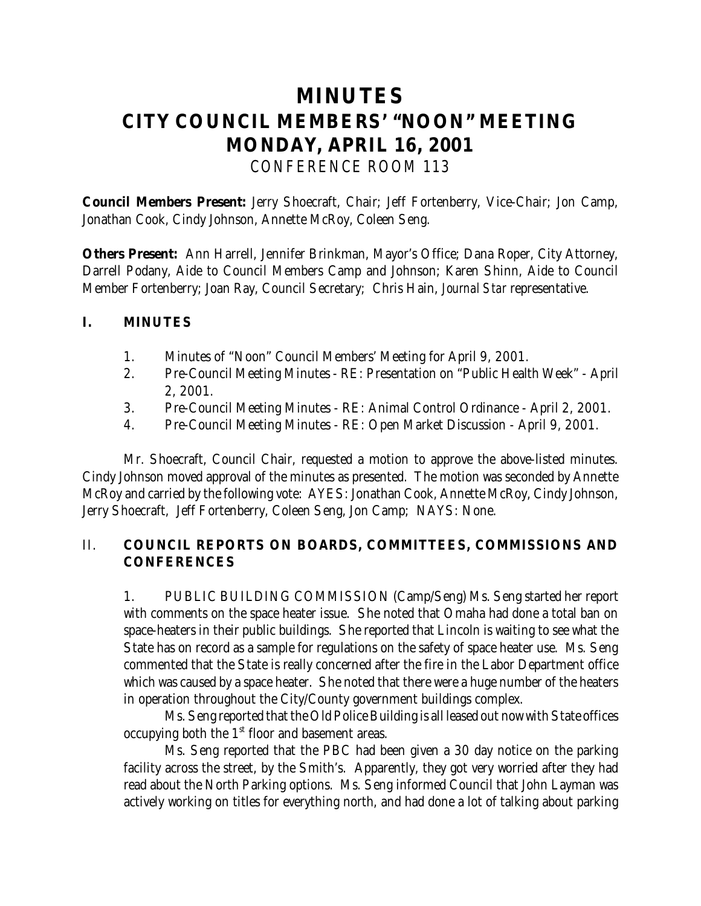# MINUTES
# CITY COUNCIL MEMBERS' "NOON" MEETING
# MONDAY, APRIL 16, 2001

CONFERENCE ROOM 113

**Council Members Present:** Jerry Shoecraft, Chair; Jeff Fortenberry, Vice-Chair; Jon Camp, Jonathan Cook, Cindy Johnson, Annette McRoy, Coleen Seng.

**Others Present:** Ann Harrell, Jennifer Brinkman, Mayor's Office; Dana Roper, City Attorney, Darrell Podany, Aide to Council Members Camp and Johnson; Karen Shinn, Aide to Council Member Fortenberry; Joan Ray, Council Secretary; Chris Hain, *Journal Star* representative.

## I. MINUTES

1. Minutes of "Noon" Council Members' Meeting for April 9, 2001.
2. Pre-Council Meeting Minutes - RE: Presentation on "Public Health Week" - April 2, 2001.
3. Pre-Council Meeting Minutes - RE: Animal Control Ordinance - April 2, 2001.
4. Pre-Council Meeting Minutes - RE: Open Market Discussion - April 9, 2001.

Mr. Shoecraft, Council Chair, requested a motion to approve the above-listed minutes. Cindy Johnson moved approval of the minutes as presented. The motion was seconded by Annette McRoy and carried by the following vote: AYES: Jonathan Cook, Annette McRoy, Cindy Johnson, Jerry Shoecraft, Jeff Fortenberry, Coleen Seng, Jon Camp; NAYS: None.

## II. COUNCIL REPORTS ON BOARDS, COMMITTEES, COMMISSIONS AND CONFERENCES

1. PUBLIC BUILDING COMMISSION (Camp/Seng) Ms. Seng started her report with comments on the space heater issue. She noted that Omaha had done a total ban on space-heaters in their public buildings. She reported that Lincoln is waiting to see what the State has on record as a sample for regulations on the safety of space heater use. Ms. Seng commented that the State is really concerned after the fire in the Labor Department office which was caused by a space heater. She noted that there were a huge number of the heaters in operation throughout the City/County government buildings complex.

Ms. Seng reported that the Old Police Building is all leased out now with State offices occupying both the 1st floor and basement areas.

Ms. Seng reported that the PBC had been given a 30 day notice on the parking facility across the street, by the Smith's. Apparently, they got very worried after they had read about the North Parking options. Ms. Seng informed Council that John Layman was actively working on titles for everything north, and had done a lot of talking about parking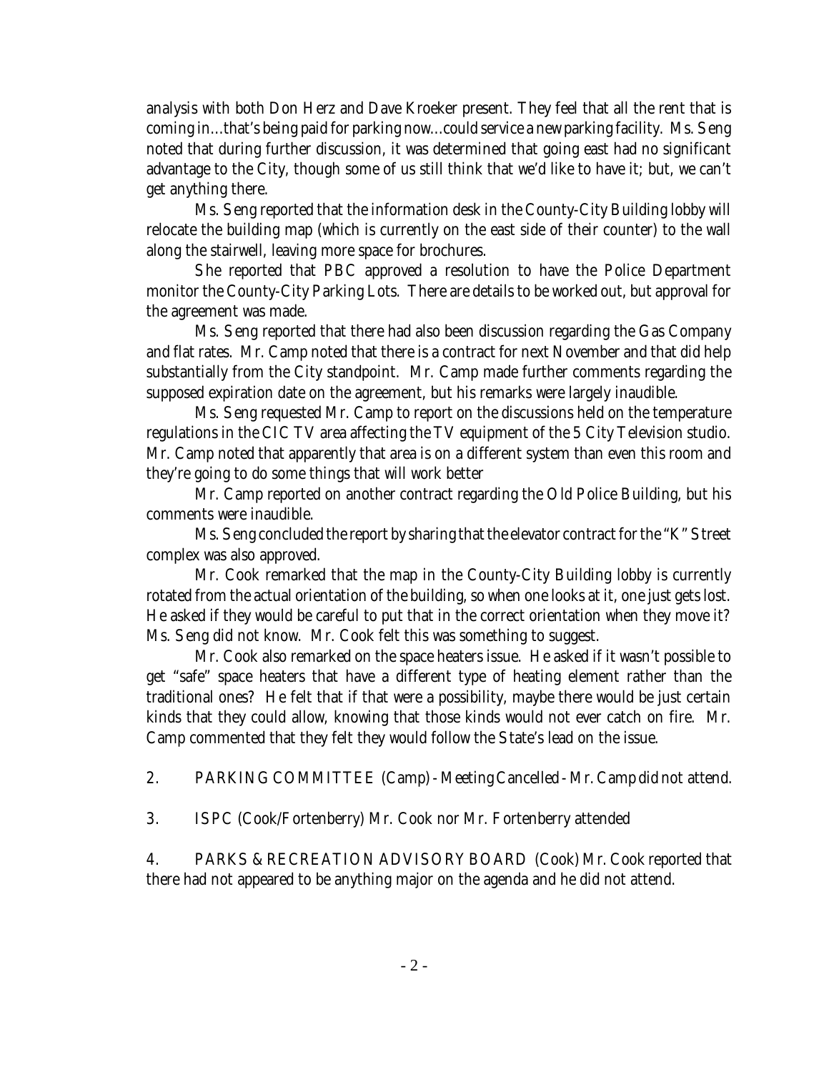analysis with both Don Herz and Dave Kroeker present. They feel that all the rent that is coming in…that's being paid for parking now…could service a new parking facility. Ms. Seng noted that during further discussion, it was determined that going east had no significant advantage to the City, though some of us still think that we'd like to have it; but, we can't get anything there.

Ms. Seng reported that the information desk in the County-City Building lobby will relocate the building map (which is currently on the east side of their counter) to the wall along the stairwell, leaving more space for brochures.

She reported that PBC approved a resolution to have the Police Department monitor the County-City Parking Lots. There are details to be worked out, but approval for the agreement was made.

Ms. Seng reported that there had also been discussion regarding the Gas Company and flat rates. Mr. Camp noted that there is a contract for next November and that did help substantially from the City standpoint. Mr. Camp made further comments regarding the supposed expiration date on the agreement, but his remarks were largely inaudible.

Ms. Seng requested Mr. Camp to report on the discussions held on the temperature regulations in the CIC TV area affecting the TV equipment of the 5 City Television studio. Mr. Camp noted that apparently that area is on a different system than even this room and they're going to do some things that will work better

Mr. Camp reported on another contract regarding the Old Police Building, but his comments were inaudible.

Ms. Seng concluded the report by sharing that the elevator contract for the "K" Street complex was also approved.

Mr. Cook remarked that the map in the County-City Building lobby is currently rotated from the actual orientation of the building, so when one looks at it, one just gets lost. He asked if they would be careful to put that in the correct orientation when they move it? Ms. Seng did not know. Mr. Cook felt this was something to suggest.

Mr. Cook also remarked on the space heaters issue. He asked if it wasn't possible to get "safe" space heaters that have a different type of heating element rather than the traditional ones? He felt that if that were a possibility, maybe there would be just certain kinds that they could allow, knowing that those kinds would not ever catch on fire. Mr. Camp commented that they felt they would follow the State's lead on the issue.

2. PARKING COMMITTEE (Camp) - Meeting Cancelled - Mr. Camp did not attend.

3. ISPC (Cook/Fortenberry) Mr. Cook nor Mr. Fortenberry attended

4. PARKS & RECREATION ADVISORY BOARD (Cook) Mr. Cook reported that there had not appeared to be anything major on the agenda and he did not attend.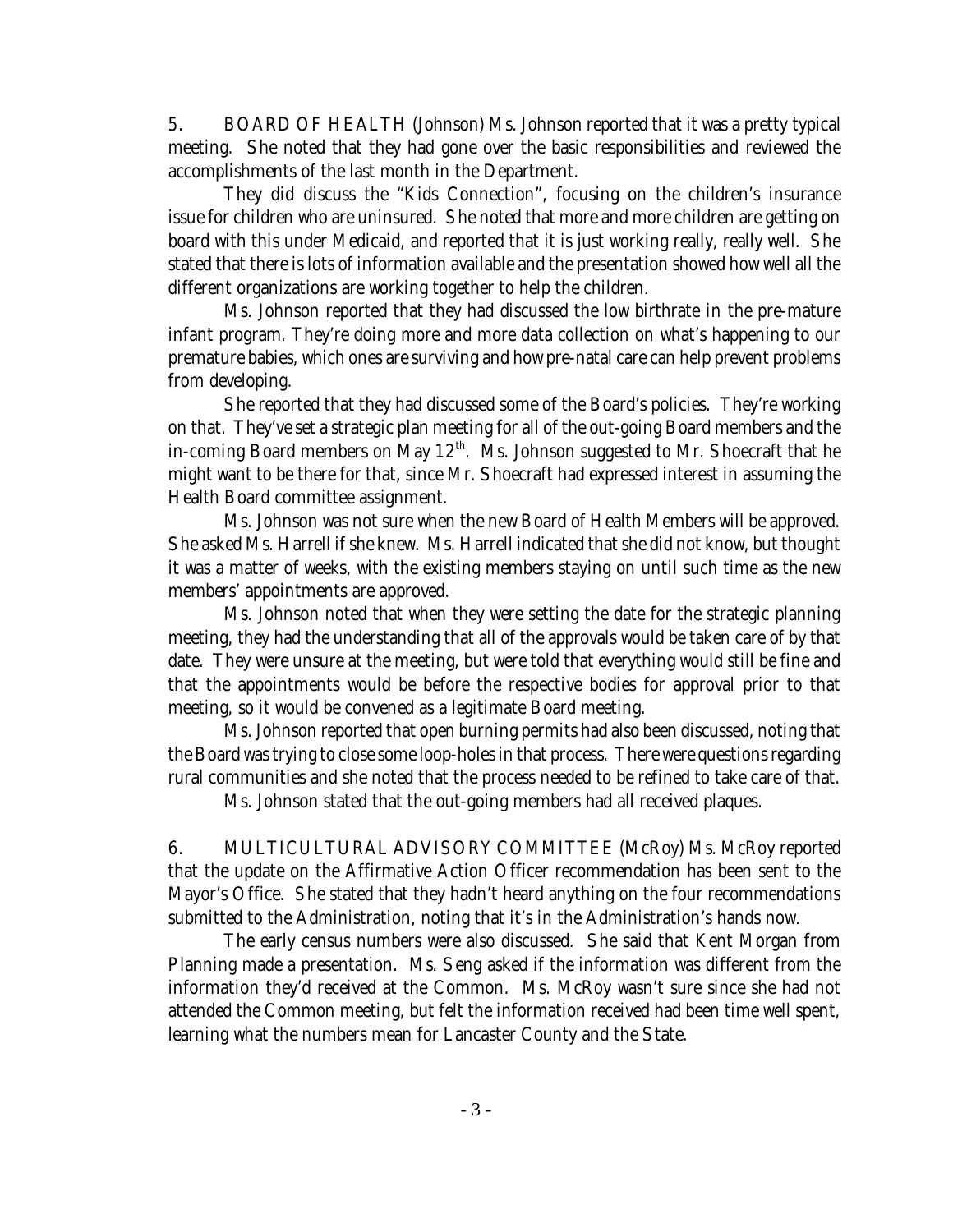5. BOARD OF HEALTH (Johnson) Ms. Johnson reported that it was a pretty typical meeting. She noted that they had gone over the basic responsibilities and reviewed the accomplishments of the last month in the Department.

They did discuss the "Kids Connection", focusing on the children's insurance issue for children who are uninsured. She noted that more and more children are getting on board with this under Medicaid, and reported that it is just working really, really well. She stated that there is lots of information available and the presentation showed how well all the different organizations are working together to help the children.

Ms. Johnson reported that they had discussed the low birthrate in the pre-mature infant program. They're doing more and more data collection on what's happening to our premature babies, which ones are surviving and how pre-natal care can help prevent problems from developing.

She reported that they had discussed some of the Board's policies. They're working on that. They've set a strategic plan meeting for all of the out-going Board members and the in-coming Board members on May 12th. Ms. Johnson suggested to Mr. Shoecraft that he might want to be there for that, since Mr. Shoecraft had expressed interest in assuming the Health Board committee assignment.

Ms. Johnson was not sure when the new Board of Health Members will be approved. She asked Ms. Harrell if she knew. Ms. Harrell indicated that she did not know, but thought it was a matter of weeks, with the existing members staying on until such time as the new members' appointments are approved.

Ms. Johnson noted that when they were setting the date for the strategic planning meeting, they had the understanding that all of the approvals would be taken care of by that date. They were unsure at the meeting, but were told that everything would still be fine and that the appointments would be before the respective bodies for approval prior to that meeting, so it would be convened as a legitimate Board meeting.

Ms. Johnson reported that open burning permits had also been discussed, noting that the Board was trying to close some loop-holes in that process. There were questions regarding rural communities and she noted that the process needed to be refined to take care of that.

Ms. Johnson stated that the out-going members had all received plaques.

6. MULTICULTURAL ADVISORY COMMITTEE (McRoy) Ms. McRoy reported that the update on the Affirmative Action Officer recommendation has been sent to the Mayor's Office. She stated that they hadn't heard anything on the four recommendations submitted to the Administration, noting that it's in the Administration's hands now.

The early census numbers were also discussed. She said that Kent Morgan from Planning made a presentation. Ms. Seng asked if the information was different from the information they'd received at the Common. Ms. McRoy wasn't sure since she had not attended the Common meeting, but felt the information received had been time well spent, learning what the numbers mean for Lancaster County and the State.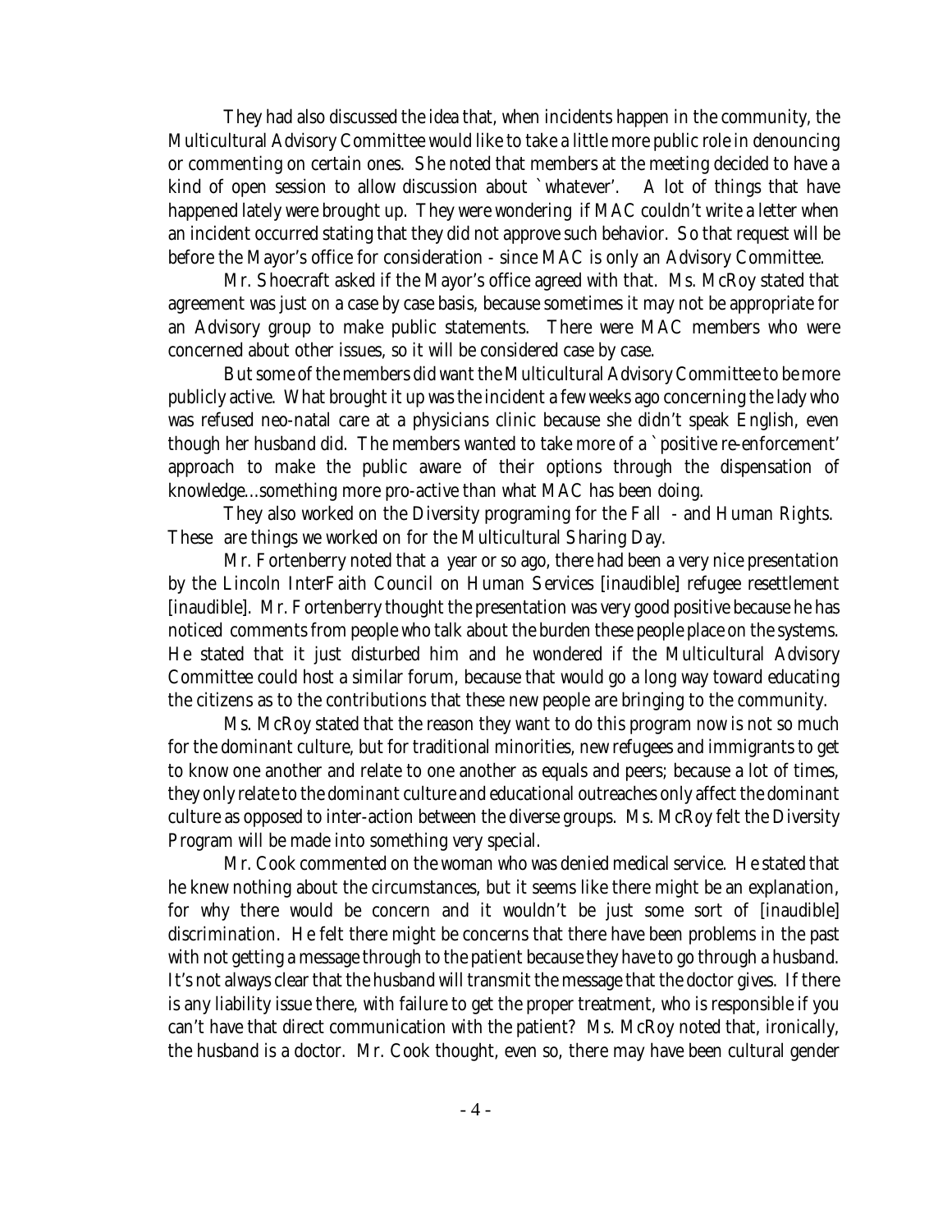They had also discussed the idea that, when incidents happen in the community, the Multicultural Advisory Committee would like to take a little more public role in denouncing or commenting on certain ones. She noted that members at the meeting decided to have a kind of open session to allow discussion about `whatever'. A lot of things that have happened lately were brought up. They were wondering if MAC couldn't write a letter when an incident occurred stating that they did not approve such behavior. So that request will be before the Mayor's office for consideration - since MAC is only an Advisory Committee.

Mr. Shoecraft asked if the Mayor's office agreed with that. Ms. McRoy stated that agreement was just on a case by case basis, because sometimes it may not be appropriate for an Advisory group to make public statements. There were MAC members who were concerned about other issues, so it will be considered case by case.

But some of the members did want the Multicultural Advisory Committee to be more publicly active. What brought it up was the incident a few weeks ago concerning the lady who was refused neo-natal care at a physicians clinic because she didn't speak English, even though her husband did. The members wanted to take more of a `positive re-enforcement' approach to make the public aware of their options through the dispensation of knowledge...something more pro-active than what MAC has been doing.

They also worked on the Diversity programing for the Fall - and Human Rights. These are things we worked on for the Multicultural Sharing Day.

Mr. Fortenberry noted that a year or so ago, there had been a very nice presentation by the Lincoln InterFaith Council on Human Services [inaudible] refugee resettlement [inaudible]. Mr. Fortenberry thought the presentation was very good positive because he has noticed comments from people who talk about the burden these people place on the systems. He stated that it just disturbed him and he wondered if the Multicultural Advisory Committee could host a similar forum, because that would go a long way toward educating the citizens as to the contributions that these new people are bringing to the community.

Ms. McRoy stated that the reason they want to do this program now is not so much for the dominant culture, but for traditional minorities, new refugees and immigrants to get to know one another and relate to one another as equals and peers; because a lot of times, they only relate to the dominant culture and educational outreaches only affect the dominant culture as opposed to inter-action between the diverse groups. Ms. McRoy felt the Diversity Program will be made into something very special.

Mr. Cook commented on the woman who was denied medical service. He stated that he knew nothing about the circumstances, but it seems like there might be an explanation, for why there would be concern and it wouldn't be just some sort of [inaudible] discrimination. He felt there might be concerns that there have been problems in the past with not getting a message through to the patient because they have to go through a husband. It's not always clear that the husband will transmit the message that the doctor gives. If there is any liability issue there, with failure to get the proper treatment, who is responsible if you can't have that direct communication with the patient? Ms. McRoy noted that, ironically, the husband is a doctor. Mr. Cook thought, even so, there may have been cultural gender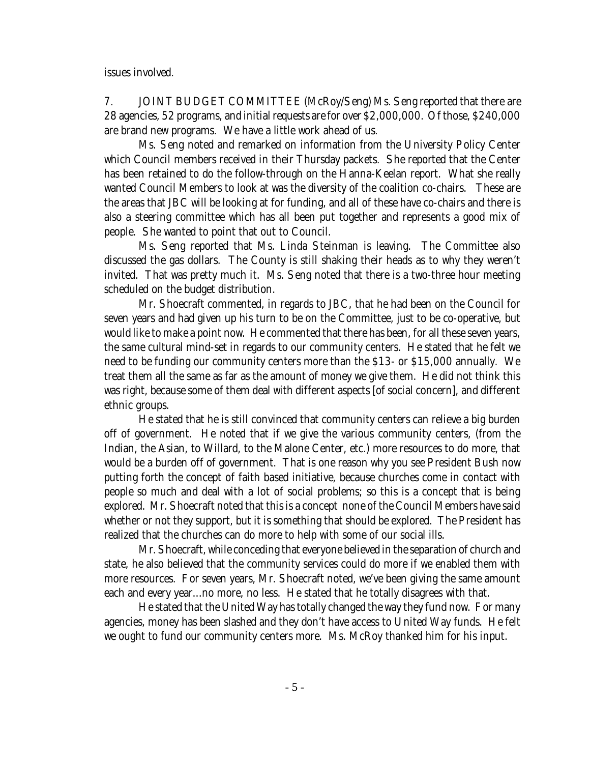issues involved.

7. JOINT BUDGET COMMITTEE (McRoy/Seng) Ms. Seng reported that there are 28 agencies, 52 programs, and initial requests are for over $2,000,000. Of those, $240,000 are brand new programs. We have a little work ahead of us.

Ms. Seng noted and remarked on information from the University Policy Center which Council members received in their Thursday packets. She reported that the Center has been retained to do the follow-through on the Hanna-Keelan report. What she really wanted Council Members to look at was the diversity of the coalition co-chairs. These are the areas that JBC will be looking at for funding, and all of these have co-chairs and there is also a steering committee which has all been put together and represents a good mix of people. She wanted to point that out to Council.

Ms. Seng reported that Ms. Linda Steinman is leaving. The Committee also discussed the gas dollars. The County is still shaking their heads as to why they weren't invited. That was pretty much it. Ms. Seng noted that there is a two-three hour meeting scheduled on the budget distribution.

Mr. Shoecraft commented, in regards to JBC, that he had been on the Council for seven years and had given up his turn to be on the Committee, just to be co-operative, but would like to make a point now. He commented that there has been, for all these seven years, the same cultural mind-set in regards to our community centers. He stated that he felt we need to be funding our community centers more than the $13- or $15,000 annually. We treat them all the same as far as the amount of money we give them. He did not think this was right, because some of them deal with different aspects [of social concern], and different ethnic groups.

He stated that he is still convinced that community centers can relieve a big burden off of government. He noted that if we give the various community centers, (from the Indian, the Asian, to Willard, to the Malone Center, etc.) more resources to do more, that would be a burden off of government. That is one reason why you see President Bush now putting forth the concept of faith based initiative, because churches come in contact with people so much and deal with a lot of social problems; so this is a concept that is being explored. Mr. Shoecraft noted that this is a concept none of the Council Members have said whether or not they support, but it is something that should be explored. The President has realized that the churches can do more to help with some of our social ills.

Mr. Shoecraft, while conceding that everyone believed in the separation of church and state, he also believed that the community services could do more if we enabled them with more resources. For seven years, Mr. Shoecraft noted, we've been giving the same amount each and every year...no more, no less. He stated that he totally disagrees with that.

He stated that the United Way has totally changed the way they fund now. For many agencies, money has been slashed and they don't have access to United Way funds. He felt we ought to fund our community centers more. Ms. McRoy thanked him for his input.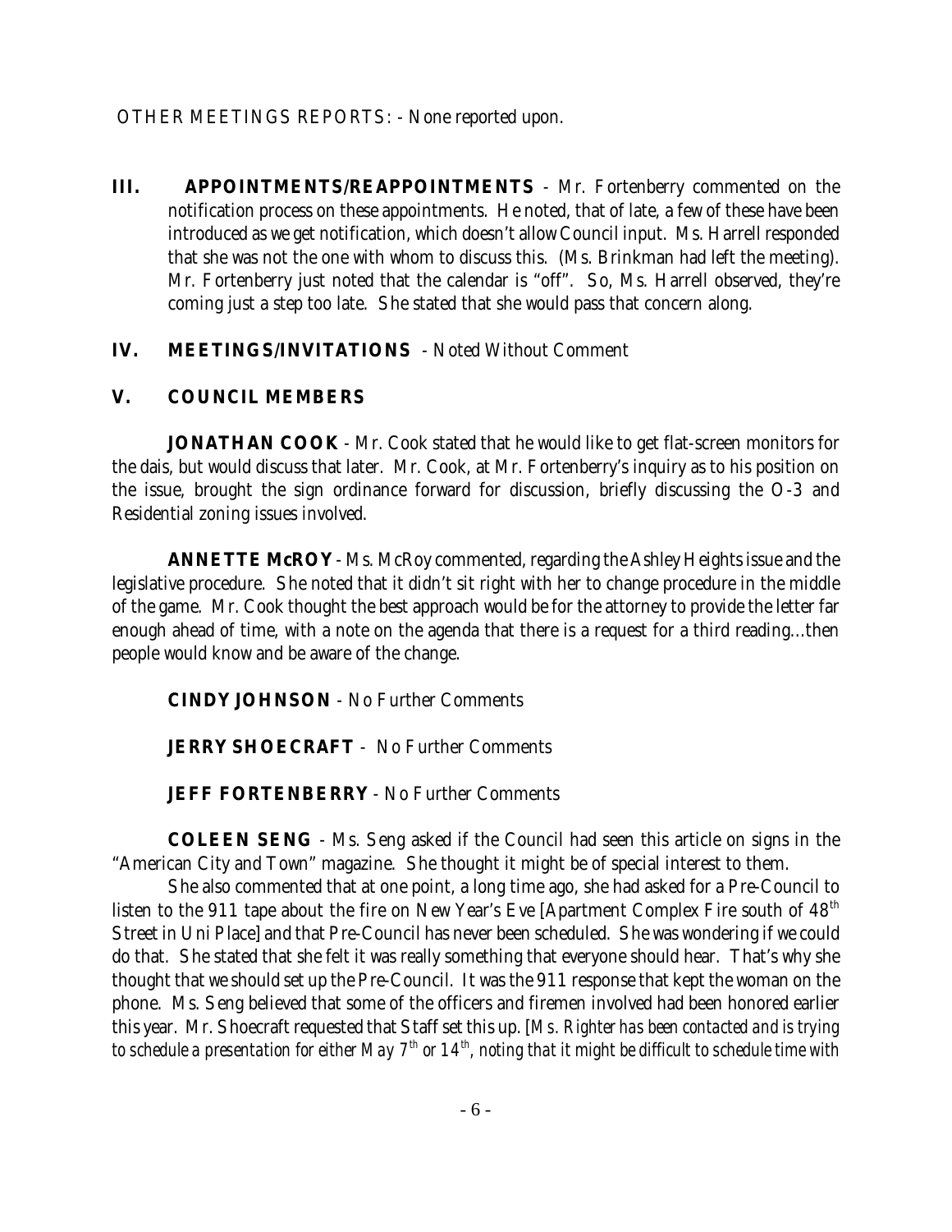OTHER MEETINGS REPORTS: - None reported upon.

**III. APPOINTMENTS/REAPPOINTMENTS** - Mr. Fortenberry commented on the notification process on these appointments. He noted, that of late, a few of these have been introduced as we get notification, which doesn't allow Council input. Ms. Harrell responded that she was not the one with whom to discuss this. (Ms. Brinkman had left the meeting). Mr. Fortenberry just noted that the calendar is "off". So, Ms. Harrell observed, they're coming just a step too late. She stated that she would pass that concern along.

**IV. MEETINGS/INVITATIONS** - Noted Without Comment

**V. COUNCIL MEMBERS**

**JONATHAN COOK** - Mr. Cook stated that he would like to get flat-screen monitors for the dais, but would discuss that later. Mr. Cook, at Mr. Fortenberry's inquiry as to his position on the issue, brought the sign ordinance forward for discussion, briefly discussing the O-3 and Residential zoning issues involved.

**ANNETTE McROY** - Ms. McRoy commented, regarding the Ashley Heights issue and the legislative procedure. She noted that it didn't sit right with her to change procedure in the middle of the game. Mr. Cook thought the best approach would be for the attorney to provide the letter far enough ahead of time, with a note on the agenda that there is a request for a third reading...then people would know and be aware of the change.

**CINDY JOHNSON** - No Further Comments

**JERRY SHOECRAFT** - No Further Comments

**JEFF FORTENBERRY** - No Further Comments

**COLEEN SENG** - Ms. Seng asked if the Council had seen this article on signs in the "American City and Town" magazine. She thought it might be of special interest to them.

She also commented that at one point, a long time ago, she had asked for a Pre-Council to listen to the 911 tape about the fire on New Year's Eve [Apartment Complex Fire south of 48th Street in Uni Place] and that Pre-Council has never been scheduled. She was wondering if we could do that. She stated that she felt it was really something that everyone should hear. That's why she thought that we should set up the Pre-Council. It was the 911 response that kept the woman on the phone. Ms. Seng believed that some of the officers and firemen involved had been honored earlier this year. Mr. Shoecraft requested that Staff set this up. [*Ms. Righter has been contacted and is trying to schedule a presentation for either May 7th or 14th, noting that it might be difficult to schedule time with*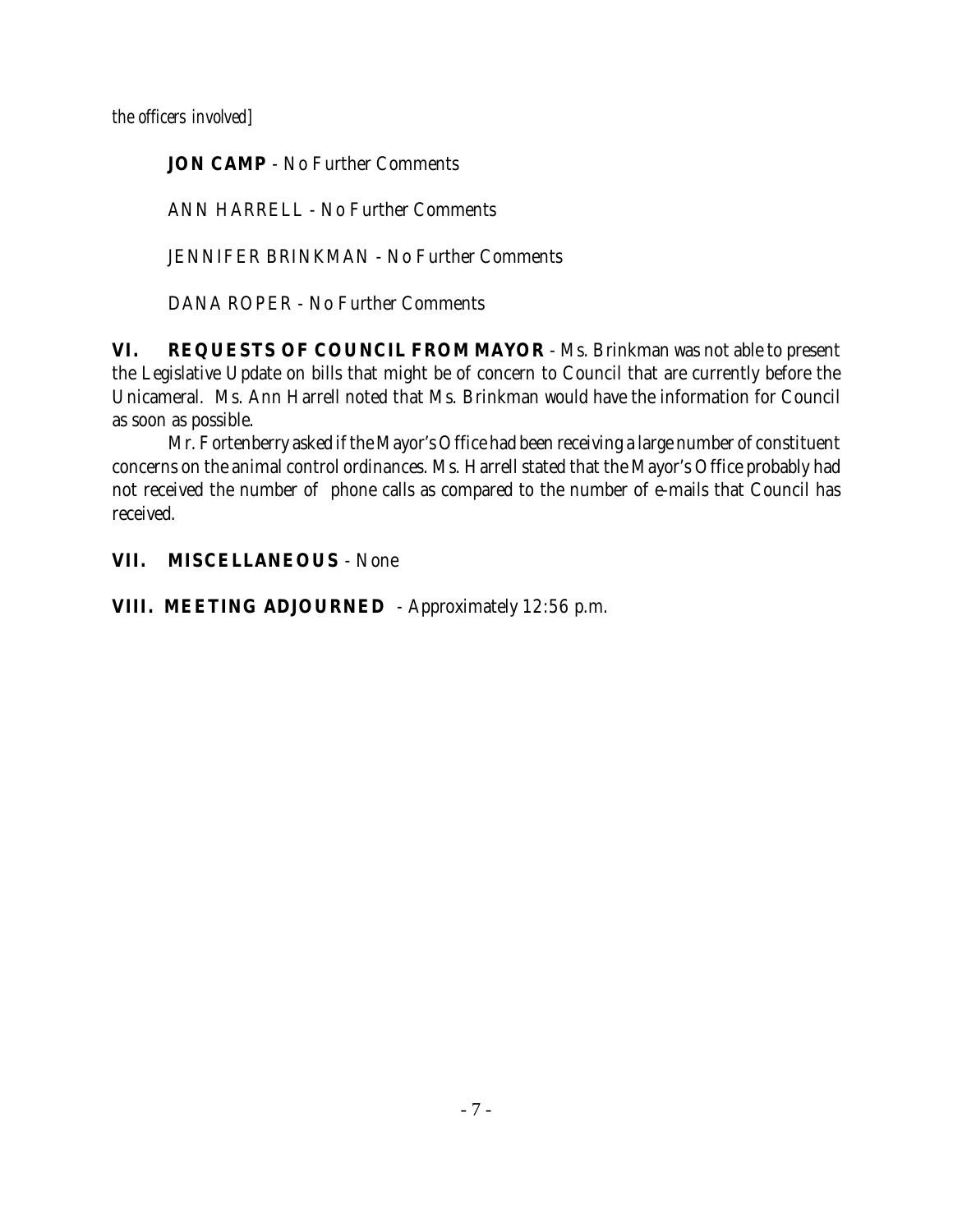*the officers involved]*

**JON CAMP** - No Further Comments

ANN HARRELL - No Further Comments

JENNIFER BRINKMAN - No Further Comments

DANA ROPER - No Further Comments

**VI. REQUESTS OF COUNCIL FROM MAYOR** - Ms. Brinkman was not able to present the Legislative Update on bills that might be of concern to Council that are currently before the Unicameral. Ms. Ann Harrell noted that Ms. Brinkman would have the information for Council as soon as possible.

Mr. Fortenberry asked if the Mayor's Office had been receiving a large number of constituent concerns on the animal control ordinances. Ms. Harrell stated that the Mayor's Office probably had not received the number of phone calls as compared to the number of e-mails that Council has received.

**VII. MISCELLANEOUS** - None

**VIII. MEETING ADJOURNED** - Approximately 12:56 p.m.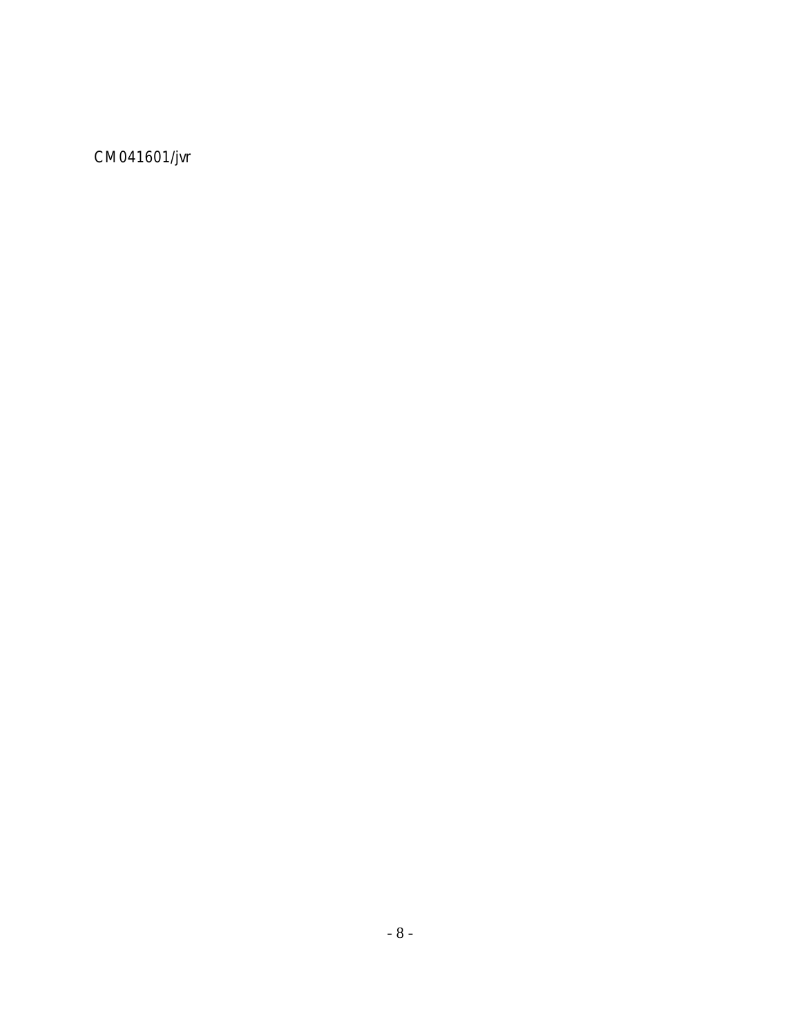CM041601/jvr